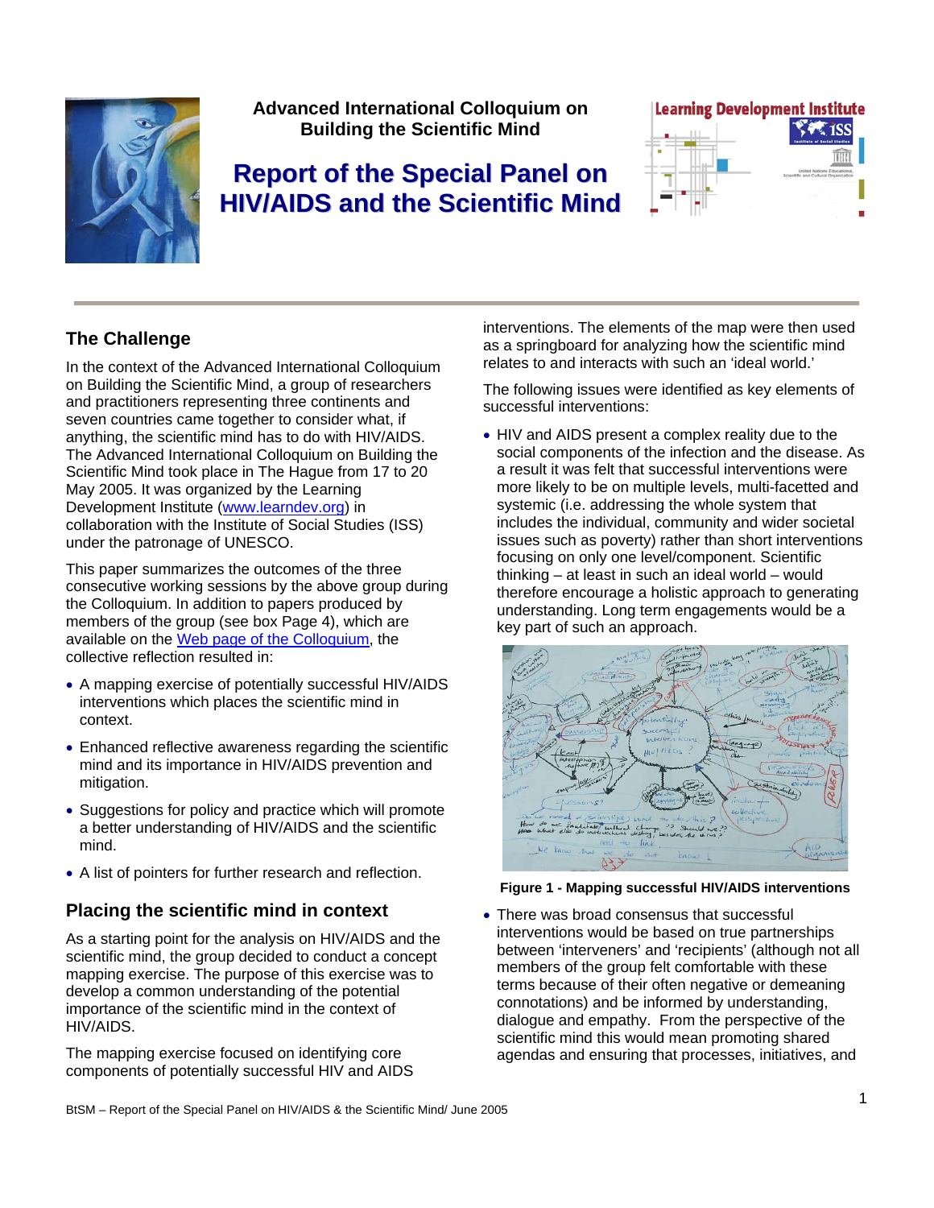Advanced International Colloquium on Building the Scientific Mind

# Report of the Special Panel on HIV/AIDS and the Scientific Mind

## The Challenge

In the context of the Advanced International Colloquium on Building the Scientific Mind, a group of researchers and practitioners representing three continents and seven countries came together to consider what, if anything, the scientific mind has to do with HIV/AIDS. The Advanced International Colloquium on Building the Scientific Mind took place in The Hague from 17 to 20 May 2005. It was organized by the Learning Development Institute (www.learndev.org) in collaboration with the Institute of Social Studies (ISS) under the patronage of UNESCO.

This paper summarizes the outcomes of the three consecutive working sessions by the above group during the Colloquium. In addition to papers produced by members of the group (see box Page 4), which are available on the Web page of the Colloquium, the collective reflection resulted in:

- A mapping exercise of potentially successful HIV/AIDS interventions which places the scientific mind in context.
- Enhanced reflective awareness regarding the scientific mind and its importance in HIV/AIDS prevention and mitigation.
- Suggestions for policy and practice which will promote a better understanding of HIV/AIDS and the scientific mind.
- A list of pointers for further research and reflection.

## Placing the scientific mind in context

As a starting point for the analysis on HIV/AIDS and the scientific mind, the group decided to conduct a concept mapping exercise. The purpose of this exercise was to develop a common understanding of the potential importance of the scientific mind in the context of HIV/AIDS.

The mapping exercise focused on identifying core components of potentially successful HIV and AIDS interventions. The elements of the map were then used as a springboard for analyzing how the scientific mind relates to and interacts with such an 'ideal world.'

The following issues were identified as key elements of successful interventions:

- HIV and AIDS present a complex reality due to the social components of the infection and the disease. As a result it was felt that successful interventions were more likely to be on multiple levels, multi-facetted and systemic (i.e. addressing the whole system that includes the individual, community and wider societal issues such as poverty) rather than short interventions focusing on only one level/component. Scientific thinking – at least in such an ideal world – would therefore encourage a holistic approach to generating understanding. Long term engagements would be a key part of such an approach.

**Figure 1 - Mapping successful HIV/AIDS interventions**

- There was broad consensus that successful interventions would be based on true partnerships between 'interveners' and 'recipients' (although not all members of the group felt comfortable with these terms because of their often negative or demeaning connotations) and be informed by understanding, dialogue and empathy. From the perspective of the scientific mind this would mean promoting shared agendas and ensuring that processes, initiatives, and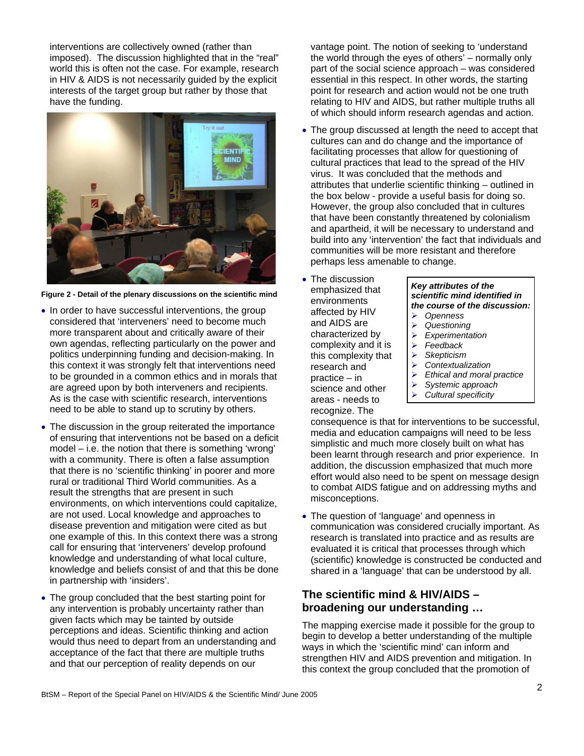interventions are collectively owned (rather than imposed). The discussion highlighted that in the "real" world this is often not the case. For example, research in HIV & AIDS is not necessarily guided by the explicit interests of the target group but rather by those that have the funding.

**Figure 2 - Detail of the plenary discussions on the scientific mind**

- In order to have successful interventions, the group considered that 'interveners' need to become much more transparent about and critically aware of their own agendas, reflecting particularly on the power and politics underpinning funding and decision-making. In this context it was strongly felt that interventions need to be grounded in a common ethics and in morals that are agreed upon by both interveners and recipients. As is the case with scientific research, interventions need to be able to stand up to scrutiny by others.
- The discussion in the group reiterated the importance of ensuring that interventions not be based on a deficit model – i.e. the notion that there is something 'wrong' with a community. There is often a false assumption that there is no 'scientific thinking' in poorer and more rural or traditional Third World communities. As a result the strengths that are present in such environments, on which interventions could capitalize, are not used. Local knowledge and approaches to disease prevention and mitigation were cited as but one example of this. In this context there was a strong call for ensuring that 'interveners' develop profound knowledge and understanding of what local culture, knowledge and beliefs consist of and that this be done in partnership with 'insiders'.
- The group concluded that the best starting point for any intervention is probably uncertainty rather than given facts which may be tainted by outside perceptions and ideas. Scientific thinking and action would thus need to depart from an understanding and acceptance of the fact that there are multiple truths and that our perception of reality depends on our vantage point. The notion of seeking to 'understand the world through the eyes of others' – normally only part of the social science approach – was considered essential in this respect. In other words, the starting point for research and action would not be one truth relating to HIV and AIDS, but rather multiple truths all of which should inform research agendas and action.
- The group discussed at length the need to accept that cultures can and do change and the importance of facilitating processes that allow for questioning of cultural practices that lead to the spread of the HIV virus. It was concluded that the methods and attributes that underlie scientific thinking – outlined in the box below - provide a useful basis for doing so. However, the group also concluded that in cultures that have been constantly threatened by colonialism and apartheid, it will be necessary to understand and build into any 'intervention' the fact that individuals and communities will be more resistant and therefore perhaps less amenable to change.
- The discussion emphasized that environments affected by HIV and AIDS are characterized by complexity and it is this complexity that research and practice – in science and other areas - needs to recognize. The consequence is that for interventions to be successful, media and education campaigns will need to be less simplistic and much more closely built on what has been learnt through research and prior experience. In addition, the discussion emphasized that much more effort would also need to be spent on message design to combat AIDS fatigue and on addressing myths and misconceptions.

> ***Key attributes of the scientific mind identified in the course of the discussion:***
> - *Openness*
> - *Questioning*
> - *Experimentation*
> - *Feedback*
> - *Skepticism*
> - *Contextualization*
> - *Ethical and moral practice*
> - *Systemic approach*
> - *Cultural specificity*

- The question of 'language' and openness in communication was considered crucially important. As research is translated into practice and as results are evaluated it is critical that processes through which (scientific) knowledge is constructed be conducted and shared in a 'language' that can be understood by all.

## The scientific mind & HIV/AIDS – broadening our understanding …

The mapping exercise made it possible for the group to begin to develop a better understanding of the multiple ways in which the 'scientific mind' can inform and strengthen HIV and AIDS prevention and mitigation. In this context the group concluded that the promotion of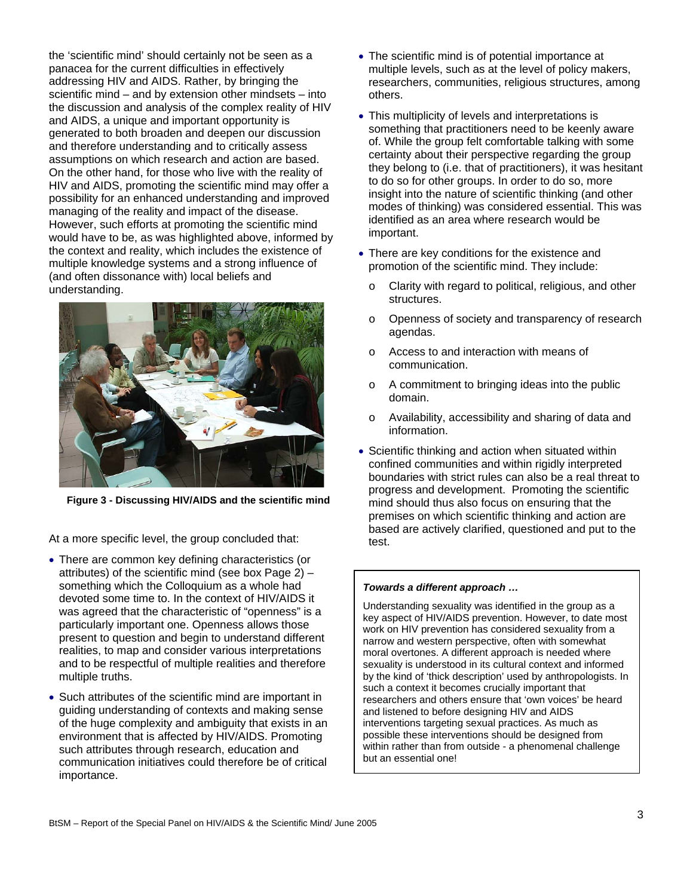the 'scientific mind' should certainly not be seen as a panacea for the current difficulties in effectively addressing HIV and AIDS. Rather, by bringing the scientific mind – and by extension other mindsets – into the discussion and analysis of the complex reality of HIV and AIDS, a unique and important opportunity is generated to both broaden and deepen our discussion and therefore understanding and to critically assess assumptions on which research and action are based. On the other hand, for those who live with the reality of HIV and AIDS, promoting the scientific mind may offer a possibility for an enhanced understanding and improved managing of the reality and impact of the disease. However, such efforts at promoting the scientific mind would have to be, as was highlighted above, informed by the context and reality, which includes the existence of multiple knowledge systems and a strong influence of (and often dissonance with) local beliefs and understanding.

**Figure 3 - Discussing HIV/AIDS and the scientific mind**

At a more specific level, the group concluded that:

- There are common key defining characteristics (or attributes) of the scientific mind (see box Page 2) – something which the Colloquium as a whole had devoted some time to. In the context of HIV/AIDS it was agreed that the characteristic of "openness" is a particularly important one. Openness allows those present to question and begin to understand different realities, to map and consider various interpretations and to be respectful of multiple realities and therefore multiple truths.
- Such attributes of the scientific mind are important in guiding understanding of contexts and making sense of the huge complexity and ambiguity that exists in an environment that is affected by HIV/AIDS. Promoting such attributes through research, education and communication initiatives could therefore be of critical importance.
- The scientific mind is of potential importance at multiple levels, such as at the level of policy makers, researchers, communities, religious structures, among others.
- This multiplicity of levels and interpretations is something that practitioners need to be keenly aware of. While the group felt comfortable talking with some certainty about their perspective regarding the group they belong to (i.e. that of practitioners), it was hesitant to do so for other groups. In order to do so, more insight into the nature of scientific thinking (and other modes of thinking) was considered essential. This was identified as an area where research would be important.
- There are key conditions for the existence and promotion of the scientific mind. They include:
  - Clarity with regard to political, religious, and other structures.
  - Openness of society and transparency of research agendas.
  - Access to and interaction with means of communication.
  - A commitment to bringing ideas into the public domain.
  - Availability, accessibility and sharing of data and information.
- Scientific thinking and action when situated within confined communities and within rigidly interpreted boundaries with strict rules can also be a real threat to progress and development. Promoting the scientific mind should thus also focus on ensuring that the premises on which scientific thinking and action are based are actively clarified, questioned and put to the test.

***Towards a different approach …***

Understanding sexuality was identified in the group as a key aspect of HIV/AIDS prevention. However, to date most work on HIV prevention has considered sexuality from a narrow and western perspective, often with somewhat moral overtones. A different approach is needed where sexuality is understood in its cultural context and informed by the kind of 'thick description' used by anthropologists. In such a context it becomes crucially important that researchers and others ensure that 'own voices' be heard and listened to before designing HIV and AIDS interventions targeting sexual practices. As much as possible these interventions should be designed from within rather than from outside - a phenomenal challenge but an essential one!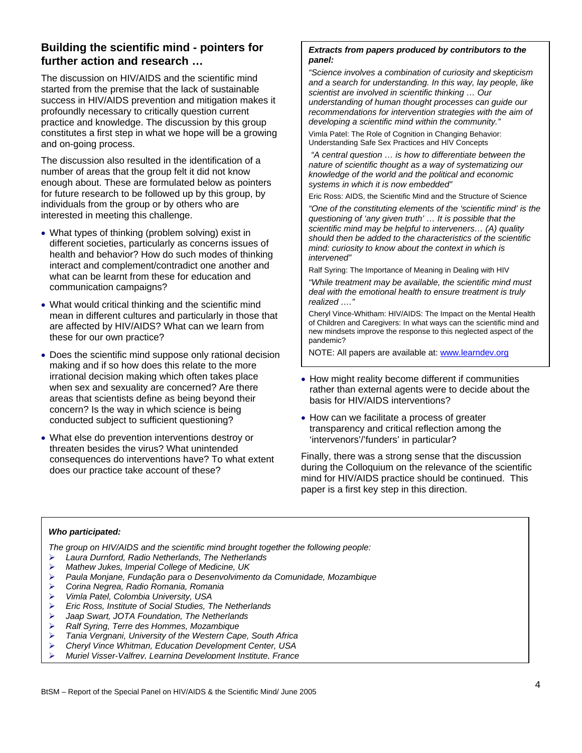## Building the scientific mind - pointers for further action and research …

The discussion on HIV/AIDS and the scientific mind started from the premise that the lack of sustainable success in HIV/AIDS prevention and mitigation makes it profoundly necessary to critically question current practice and knowledge. The discussion by this group constitutes a first step in what we hope will be a growing and on-going process.

The discussion also resulted in the identification of a number of areas that the group felt it did not know enough about. These are formulated below as pointers for future research to be followed up by this group, by individuals from the group or by others who are interested in meeting this challenge.

- What types of thinking (problem solving) exist in different societies, particularly as concerns issues of health and behavior? How do such modes of thinking interact and complement/contradict one another and what can be learnt from these for education and communication campaigns?
- What would critical thinking and the scientific mind mean in different cultures and particularly in those that are affected by HIV/AIDS? What can we learn from these for our own practice?
- Does the scientific mind suppose only rational decision making and if so how does this relate to the more irrational decision making which often takes place when sex and sexuality are concerned? Are there areas that scientists define as being beyond their concern? Is the way in which science is being conducted subject to sufficient questioning?
- What else do prevention interventions destroy or threaten besides the virus? What unintended consequences do interventions have? To what extent does our practice take account of these?

***Extracts from papers produced by contributors to the panel:***

*"Science involves a combination of curiosity and skepticism and a search for understanding. In this way, lay people, like scientist are involved in scientific thinking … Our understanding of human thought processes can guide our recommendations for intervention strategies with the aim of developing a scientific mind within the community."*

Vimla Patel: The Role of Cognition in Changing Behavior: Understanding Safe Sex Practices and HIV Concepts

*"A central question … is how to differentiate between the nature of scientific thought as a way of systematizing our knowledge of the world and the political and economic systems in which it is now embedded"*

Eric Ross: AIDS, the Scientific Mind and the Structure of Science

*"One of the constituting elements of the 'scientific mind' is the questioning of 'any given truth' … It is possible that the scientific mind may be helpful to interveners… (A) quality should then be added to the characteristics of the scientific mind: curiosity to know about the context in which is intervened"*

Ralf Syring: The Importance of Meaning in Dealing with HIV

*"While treatment may be available, the scientific mind must deal with the emotional health to ensure treatment is truly realized …."*

Cheryl Vince-Whitham: HIV/AIDS: The Impact on the Mental Health of Children and Caregivers: In what ways can the scientific mind and new mindsets improve the response to this neglected aspect of the pandemic?

NOTE: All papers are available at: www.learndev.org

- How might reality become different if communities rather than external agents were to decide about the basis for HIV/AIDS interventions?
- How can we facilitate a process of greater transparency and critical reflection among the 'intervenors'/'funders' in particular?

Finally, there was a strong sense that the discussion during the Colloquium on the relevance of the scientific mind for HIV/AIDS practice should be continued. This paper is a first key step in this direction.

***Who participated:***

*The group on HIV/AIDS and the scientific mind brought together the following people:*

- *Laura Durnford, Radio Netherlands, The Netherlands*
- *Mathew Jukes, Imperial College of Medicine, UK*
- *Paula Monjane, Fundação para o Desenvolvimento da Comunidade, Mozambique*
- *Corina Negrea, Radio Romania, Romania*
- *Vimla Patel, Colombia University, USA*
- *Eric Ross, Institute of Social Studies, The Netherlands*
- *Jaap Swart, JOTA Foundation, The Netherlands*
- *Ralf Syring, Terre des Hommes, Mozambique*
- *Tania Vergnani, University of the Western Cape, South Africa*
- *Cheryl Vince Whitman, Education Development Center, USA*
- *Muriel Visser-Valfrey, Learning Development Institute, France*